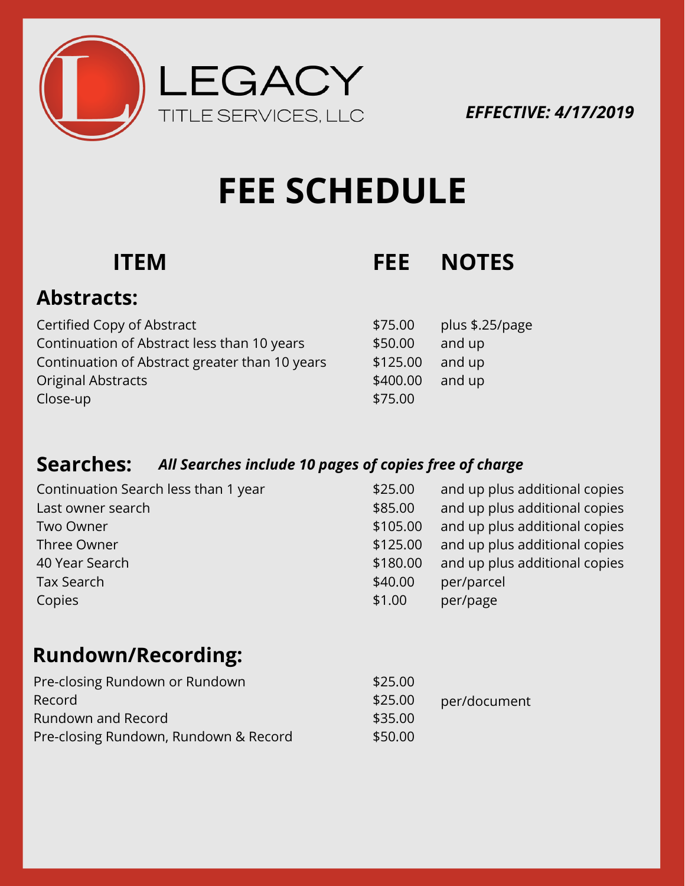LEGACY
TITLE SERVICES, LLC

***EFFECTIVE: 4/17/2019***

# FEE SCHEDULE

| ITEM | FEE | NOTES |
|---|---|---|
| **Abstracts:** | | |
| Certified Copy of Abstract | $75.00 | plus $.25/page |
| Continuation of Abstract less than 10 years | $50.00 | and up |
| Continuation of Abstract greater than 10 years | $125.00 | and up |
| Original Abstracts | $400.00 | and up |
| Close-up | $75.00 | |

## Searches: *All Searches include 10 pages of copies free of charge*

| ITEM | FEE | NOTES |
|---|---|---|
| Continuation Search less than 1 year | $25.00 | and up plus additional copies |
| Last owner search | $85.00 | and up plus additional copies |
| Two Owner | $105.00 | and up plus additional copies |
| Three Owner | $125.00 | and up plus additional copies |
| 40 Year Search | $180.00 | and up plus additional copies |
| Tax Search | $40.00 | per/parcel |
| Copies | $1.00 | per/page |

## Rundown/Recording:

| ITEM | FEE | NOTES |
|---|---|---|
| Pre-closing Rundown or Rundown | $25.00 | |
| Record | $25.00 | per/document |
| Rundown and Record | $35.00 | |
| Pre-closing Rundown, Rundown & Record | $50.00 | |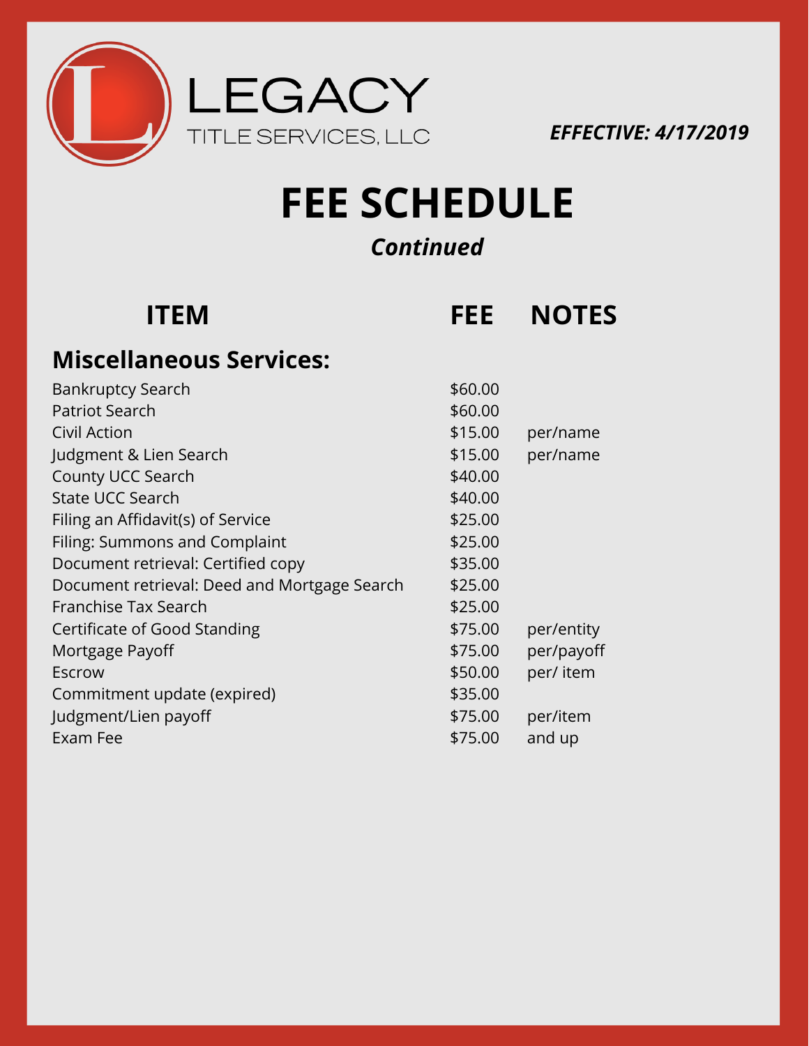LEGACY
TITLE SERVICES, LLC

***EFFECTIVE: 4/17/2019***

# FEE SCHEDULE

***Continued***

| ITEM | FEE | NOTES |
|---|---|---|
| **Miscellaneous Services:** | | |
| Bankruptcy Search | $60.00 | |
| Patriot Search | $60.00 | |
| Civil Action | $15.00 | per/name |
| Judgment & Lien Search | $15.00 | per/name |
| County UCC Search | $40.00 | |
| State UCC Search | $40.00 | |
| Filing an Affidavit(s) of Service | $25.00 | |
| Filing: Summons and Complaint | $25.00 | |
| Document retrieval: Certified copy | $35.00 | |
| Document retrieval: Deed and Mortgage Search | $25.00 | |
| Franchise Tax Search | $25.00 | |
| Certificate of Good Standing | $75.00 | per/entity |
| Mortgage Payoff | $75.00 | per/payoff |
| Escrow | $50.00 | per/ item |
| Commitment update (expired) | $35.00 | |
| Judgment/Lien payoff | $75.00 | per/item |
| Exam Fee | $75.00 | and up |